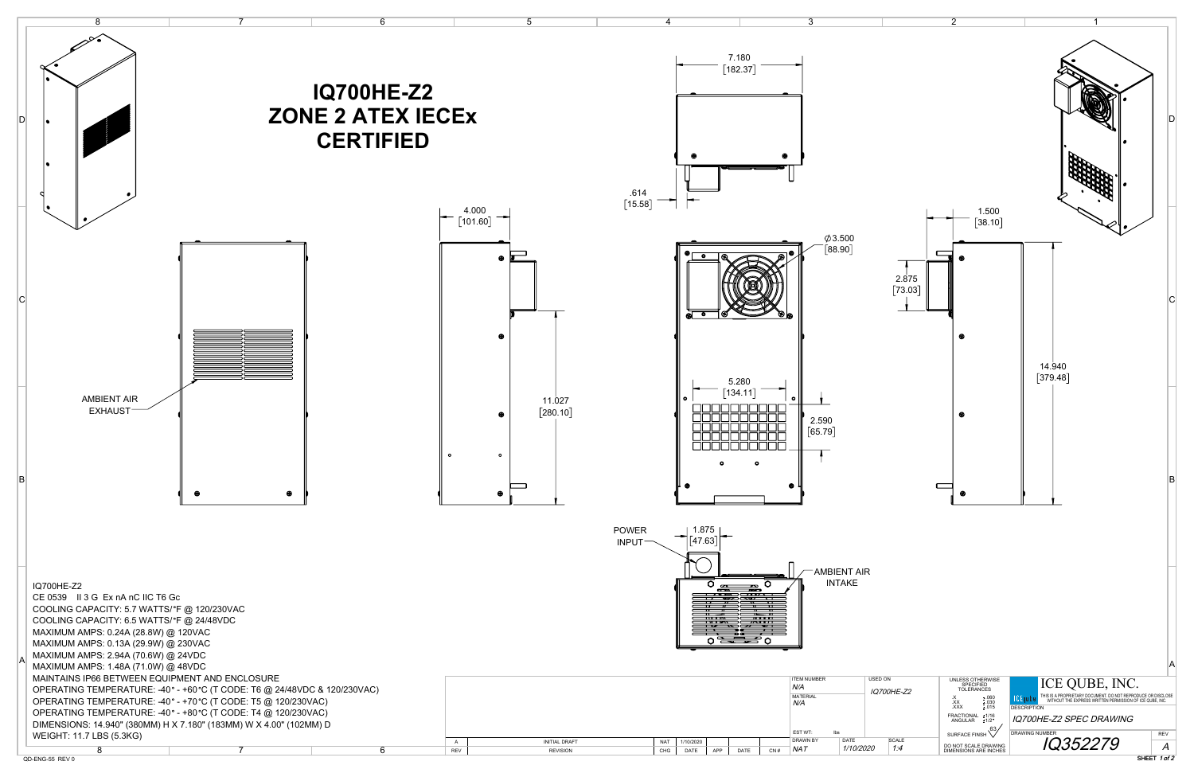# IQ700HE-Z2
# ZONE 2 ATEX IECEx CERTIFIED

AMBIENT AIR EXHAUST

POWER INPUT

AMBIENT AIR INTAKE

7.180 [182.37]

.614 [15.58]

4.000 [101.60]

11.027 [280.10]

Ø3.500 [88.90]

5.280 [134.11]

2.590 [65.79]

1.875 [47.63]

1.500 [38.10]

2.875 [73.03]

14.940 [379.48]

IQ700HE-Z2
CE 0539 II 3 G Ex nA nC IIC T6 Gc
COOLING CAPACITY: 5.7 WATTS/°F @ 120/230VAC
COOLING CAPACITY: 6.5 WATTS/°F @ 24/48VDC
MAXIMUM AMPS: 0.24A (28.8W) @ 120VAC
MAXIMUM AMPS: 0.13A (29.9W) @ 230VAC
MAXIMUM AMPS: 2.94A (70.6W) @ 24VDC
MAXIMUM AMPS: 1.48A (71.0W) @ 48VDC
MAINTAINS IP66 BETWEEN EQUIPMENT AND ENCLOSURE
OPERATING TEMPERATURE: -40° - +60°C (T CODE: T6 @ 24/48VDC & 120/230VAC)
OPERATING TEMPERATURE: -40° - +70°C (T CODE: T5 @ 120/230VAC)
OPERATING TEMPERATURE: -40° - +80°C (T CODE: T4 @ 120/230VAC)
DIMENSIONS: 14.940" (380MM) H X 7.180" (183MM) W X 4.00" (102MM) D
WEIGHT: 11.7 LBS (5.3KG)

| REV | REVISION | CHG | DATE | APP | DATE | CN # |
|---|---|---|---|---|---|---|
| A | INITIAL DRAFT | NAT | 1/10/2020 | | | |

ITEM NUMBER: N/A
USED ON: IQ700HE-Z2
MATERIAL: N/A
EST WT: lbs
DRAWN BY: NAT
DATE: 1/10/2020
SCALE: 1:4

UNLESS OTHERWISE SPECIFIED TOLERANCES
.X ±.060
.XX ±.030
.XXX ±.015
FRACTIONAL ±1/16
ANGULAR ±1/2°
SURFACE FINISH 63
DO NOT SCALE DRAWING
DIMENSIONS ARE INCHES

ICE QUBE, INC.
THIS IS A PROPRIETARY DOCUMENT. DO NOT REPRODUCE OR DISCLOSE WITHOUT THE EXPRESS WRITTEN PERMISSION OF ICE QUBE, INC.

DESCRIPTION: IQ700HE-Z2 SPEC DRAWING

DRAWING NUMBER: IQ352279
REV: A

SHEET 1 of 2

QD-ENG-55 REV 0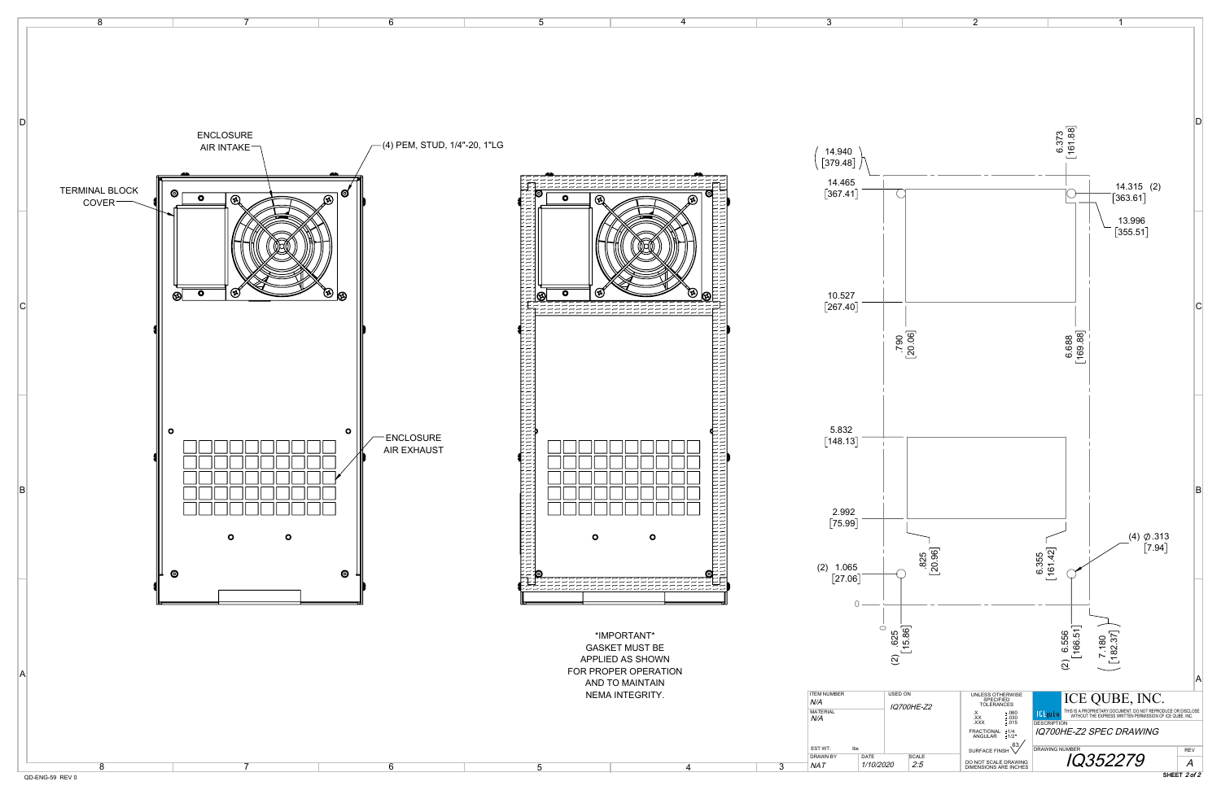ENCLOSURE AIR INTAKE

TERMINAL BLOCK COVER

(4) PEM, STUD, 1/4"-20, 1"LG

ENCLOSURE AIR EXHAUST

*IMPORTANT*
GASKET MUST BE APPLIED AS SHOWN FOR PROPER OPERATION AND TO MAINTAIN NEMA INTEGRITY.

(14.940 [379.48])
14.465 [367.41]
10.527 [267.40]
5.832 [148.13]
2.992 [75.99]
(2) 1.065 [27.06]
0
6.373 [161.88]
14.315 (2) [363.61]
13.996 [355.51]
.790 [20.06]
6.688 [169.88]
.825 [20.96]
6.355 [161.42]
(4) Ø.313 [7.94]
0
(2) .625 [15.86]
(2) 6.556 [166.51]
(7.180 [182.37])

| | | | |
|---|---|---|---|
| ITEM NUMBER: N/A | USED ON: IQ700HE-Z2 | UNLESS OTHERWISE SPECIFIED TOLERANCES: .X ±.060, .XX ±.030, .XXX ±.015, FRACTIONAL ±1/4, ANGULAR ±1/2° | ICE QUBE, INC. THIS IS A PROPRIETARY DOCUMENT. DO NOT REPRODUCE OR DISCLOSE WITHOUT THE EXPRESS WRITTEN PERMISSION OF ICE QUBE, INC. |
| MATERIAL: N/A | | SURFACE FINISH 63 | DESCRIPTION: IQ700HE-Z2 SPEC DRAWING |
| EST WT: lbs | | | DRAWING NUMBER: IQ352279 — REV: A |
| DRAWN BY: NAT — DATE: 1/10/2020 | SCALE: 2:5 | DO NOT SCALE DRAWING. DIMENSIONS ARE INCHES | SHEET 2 of 2 |

QD-ENG-59 REV 0